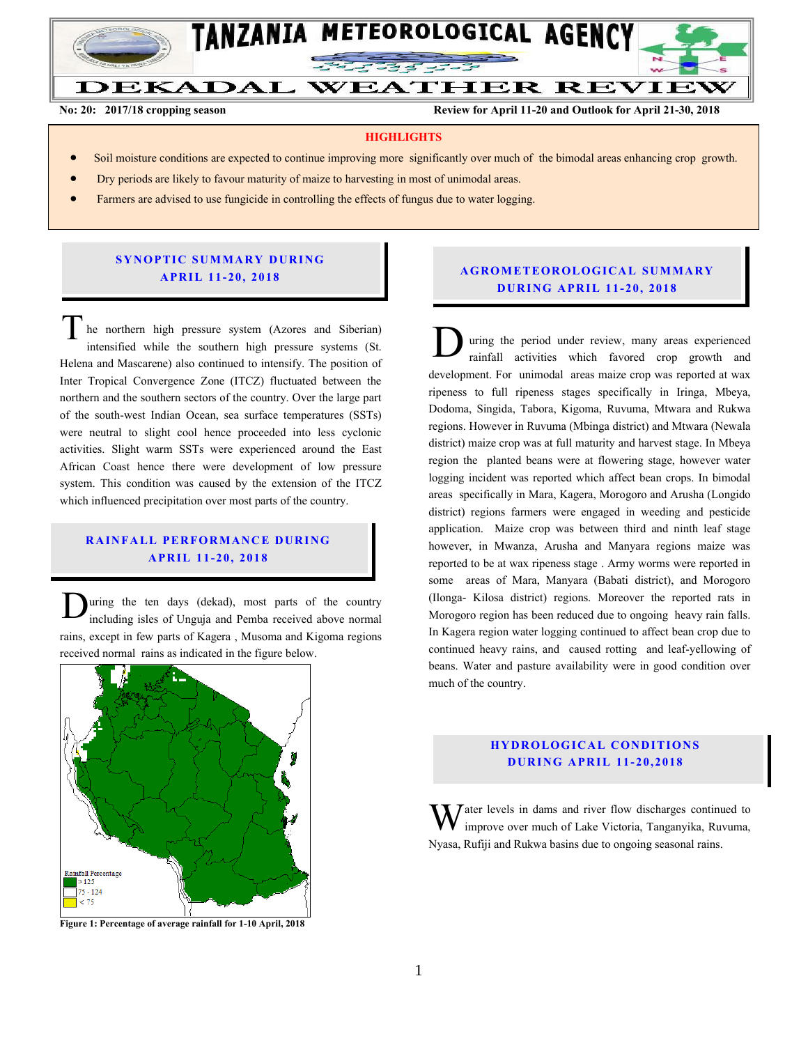# TANZANIA METEOROLOGICAL AGENCY

# DEKADAL WEATHER REVIEW

**No: 20: 2017/18 cropping season** **Review for April 11-20 and Outlook for April 21-30, 2018**

**HIGHLIGHTS**

- Soil moisture conditions are expected to continue improving more significantly over much of the bimodal areas enhancing crop growth.
- Dry periods are likely to favour maturity of maize to harvesting in most of unimodal areas.
- Farmers are advised to use fungicide in controlling the effects of fungus due to water logging.

## SYNOPTIC SUMMARY DURING APRIL 11-20, 2018

The northern high pressure system (Azores and Siberian) intensified while the southern high pressure systems (St. Helena and Mascarene) also continued to intensify. The position of Inter Tropical Convergence Zone (ITCZ) fluctuated between the northern and the southern sectors of the country. Over the large part of the south-west Indian Ocean, sea surface temperatures (SSTs) were neutral to slight cool hence proceeded into less cyclonic activities. Slight warm SSTs were experienced around the East African Coast hence there were development of low pressure system. This condition was caused by the extension of the ITCZ which influenced precipitation over most parts of the country.

## RAINFALL PERFORMANCE DURING APRIL 11-20, 2018

During the ten days (dekad), most parts of the country including isles of Unguja and Pemba received above normal rains, except in few parts of Kagera , Musoma and Kigoma regions received normal rains as indicated in the figure below.

Rainfall Percentage
- > 125
- 75 - 124
- < 75

**Figure 1: Percentage of average rainfall for 1-10 April, 2018**

## AGROMETEOROLOGICAL SUMMARY DURING APRIL 11-20, 2018

During the period under review, many areas experienced rainfall activities which favored crop growth and development. For unimodal areas maize crop was reported at wax ripeness to full ripeness stages specifically in Iringa, Mbeya, Dodoma, Singida, Tabora, Kigoma, Ruvuma, Mtwara and Rukwa regions. However in Ruvuma (Mbinga district) and Mtwara (Newala district) maize crop was at full maturity and harvest stage. In Mbeya region the planted beans were at flowering stage, however water logging incident was reported which affect bean crops. In bimodal areas specifically in Mara, Kagera, Morogoro and Arusha (Longido district) regions farmers were engaged in weeding and pesticide application. Maize crop was between third and ninth leaf stage however, in Mwanza, Arusha and Manyara regions maize was reported to be at wax ripeness stage . Army worms were reported in some areas of Mara, Manyara (Babati district), and Morogoro (Ilonga- Kilosa district) regions. Moreover the reported rats in Morogoro region has been reduced due to ongoing heavy rain falls. In Kagera region water logging continued to affect bean crop due to continued heavy rains, and caused rotting and leaf-yellowing of beans. Water and pasture availability were in good condition over much of the country.

## HYDROLOGICAL CONDITIONS DURING APRIL 11-20,2018

Water levels in dams and river flow discharges continued to improve over much of Lake Victoria, Tanganyika, Ruvuma, Nyasa, Rufiji and Rukwa basins due to ongoing seasonal rains.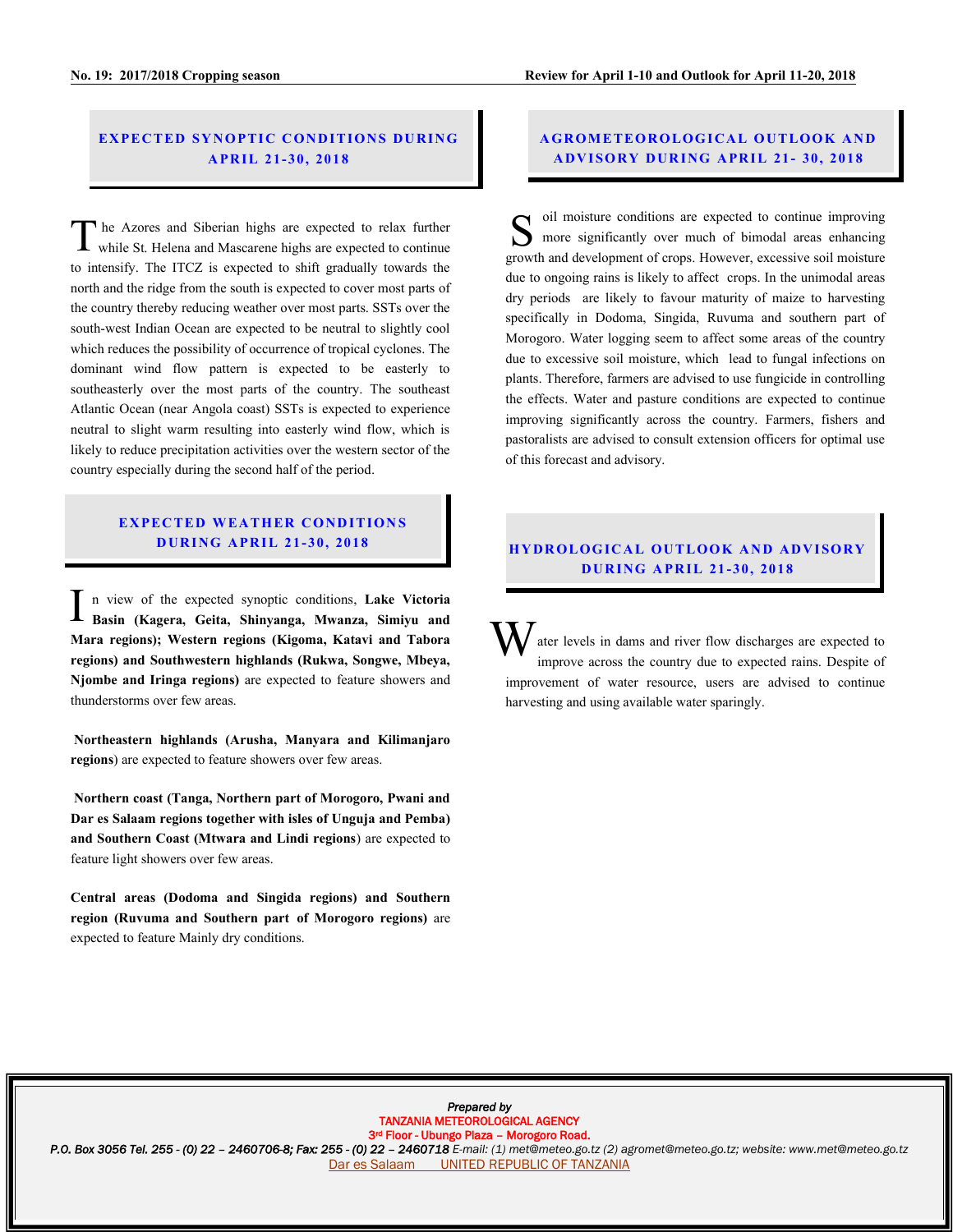## EXPECTED SYNOPTIC CONDITIONS DURING APRIL 21-30, 2018

The Azores and Siberian highs are expected to relax further while St. Helena and Mascarene highs are expected to continue to intensify. The ITCZ is expected to shift gradually towards the north and the ridge from the south is expected to cover most parts of the country thereby reducing weather over most parts. SSTs over the south-west Indian Ocean are expected to be neutral to slightly cool which reduces the possibility of occurrence of tropical cyclones. The dominant wind flow pattern is expected to be easterly to southeasterly over the most parts of the country. The southeast Atlantic Ocean (near Angola coast) SSTs is expected to experience neutral to slight warm resulting into easterly wind flow, which is likely to reduce precipitation activities over the western sector of the country especially during the second half of the period.

## EXPECTED WEATHER CONDITIONS DURING APRIL 21-30, 2018

In view of the expected synoptic conditions, **Lake Victoria Basin (Kagera, Geita, Shinyanga, Mwanza, Simiyu and Mara regions); Western regions (Kigoma, Katavi and Tabora regions) and Southwestern highlands (Rukwa, Songwe, Mbeya, Njombe and Iringa regions)** are expected to feature showers and thunderstorms over few areas.

**Northeastern highlands (Arusha, Manyara and Kilimanjaro regions**) are expected to feature showers over few areas.

**Northern coast (Tanga, Northern part of Morogoro, Pwani and Dar es Salaam regions together with isles of Unguja and Pemba) and Southern Coast (Mtwara and Lindi regions**) are expected to feature light showers over few areas.

**Central areas (Dodoma and Singida regions) and Southern region (Ruvuma and Southern part of Morogoro regions)** are expected to feature Mainly dry conditions.

## AGROMETEOROLOGICAL OUTLOOK AND ADVISORY DURING APRIL 21- 30, 2018

Soil moisture conditions are expected to continue improving more significantly over much of bimodal areas enhancing growth and development of crops. However, excessive soil moisture due to ongoing rains is likely to affect crops. In the unimodal areas dry periods are likely to favour maturity of maize to harvesting specifically in Dodoma, Singida, Ruvuma and southern part of Morogoro. Water logging seem to affect some areas of the country due to excessive soil moisture, which lead to fungal infections on plants. Therefore, farmers are advised to use fungicide in controlling the effects. Water and pasture conditions are expected to continue improving significantly across the country. Farmers, fishers and pastoralists are advised to consult extension officers for optimal use of this forecast and advisory.

## HYDROLOGICAL OUTLOOK AND ADVISORY DURING APRIL 21-30, 2018

Water levels in dams and river flow discharges are expected to improve across the country due to expected rains. Despite of improvement of water resource, users are advised to continue harvesting and using available water sparingly.

*Prepared by*

TANZANIA METEOROLOGICAL AGENCY

3rd Floor - Ubungo Plaza – Morogoro Road.

*P.O. Box 3056 Tel. 255 - (0) 22 – 2460706-8; Fax: 255 - (0) 22 – 2460718 E-mail: (1) met@meteo.go.tz (2) agromet@meteo.go.tz; website: www.met@meteo.go.tz*

Dar es Salaam UNITED REPUBLIC OF TANZANIA